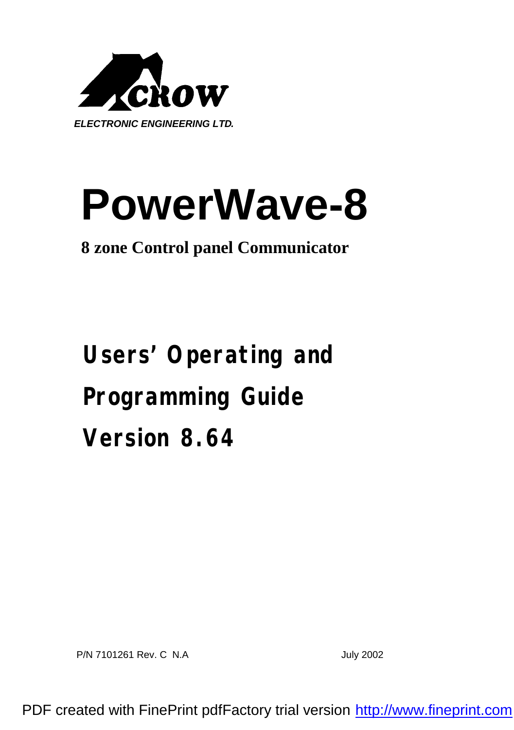CROW

*ELECTRONIC ENGINEERING LTD.*

# PowerWave-8

**8 zone Control panel Communicator**

## Users' Operating and Programming Guide Version 8.64

P/N 7101261 Rev. C N.A

July 2002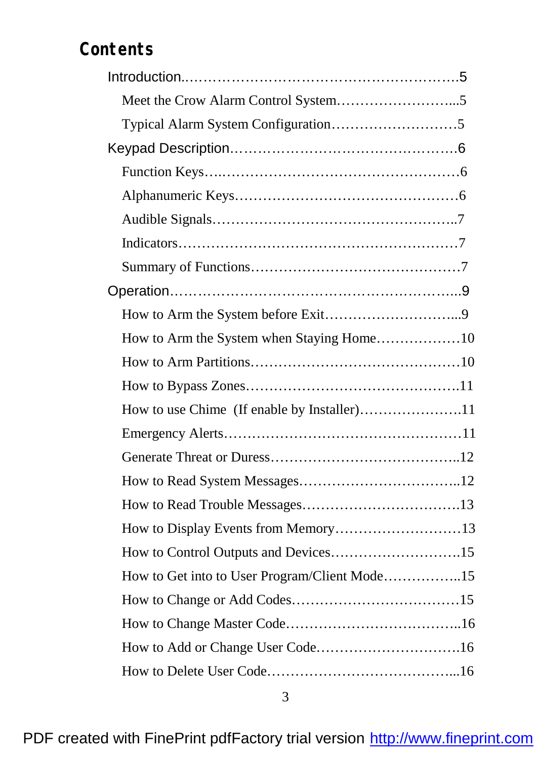## Contents

Introduction……………………………………………………….5

- Meet the Crow Alarm Control System……………………...5
- Typical Alarm System Configuration………………………5

Keypad Description………………………………………….6

- Function Keys…..……………………………………………6
- Alphanumeric Keys…………………………………………6
- Audible Signals……………………………………………..7
- Indicators……………………………………………………7
- Summary of Functions………………………………………7

Operation……………………………………………………..9

- How to Arm the System before Exit………………………...9
- How to Arm the System when Staying Home………………10
- How to Arm Partitions………………………………………10
- How to Bypass Zones……………………………………….11
- How to use Chime (If enable by Installer)………………….11
- Emergency Alerts……………………………………………11
- Generate Threat or Duress…………………………………..12
- How to Read System Messages……………………………..12
- How to Read Trouble Messages…………………………….13
- How to Display Events from Memory………………………13
- How to Control Outputs and Devices……………………….15
- How to Get into to User Program/Client Mode……………..15
- How to Change or Add Codes………………………………15
- How to Change Master Code………………………………..16
- How to Add or Change User Code………………………….16
- How to Delete User Code…………………………………...16

PDF created with FinePrint pdfFactory trial version http://www.fineprint.com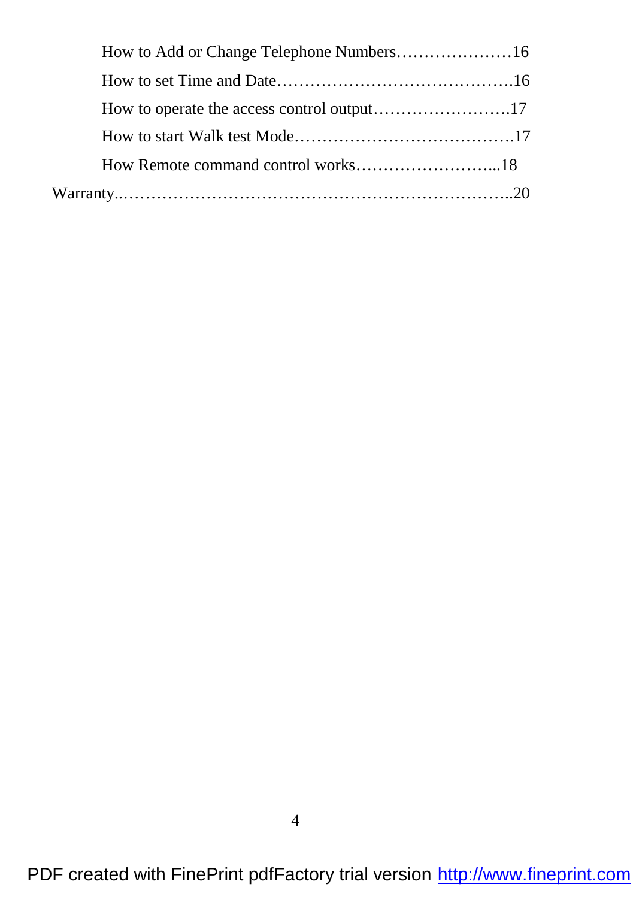How to Add or Change Telephone Numbers…………………16

How to set Time and Date…………………………………….16

How to operate the access control output…………………….17

How to start Walk test Mode………………………………….17

How Remote command control works……………………...18

Warranty..……………………………………………………………..20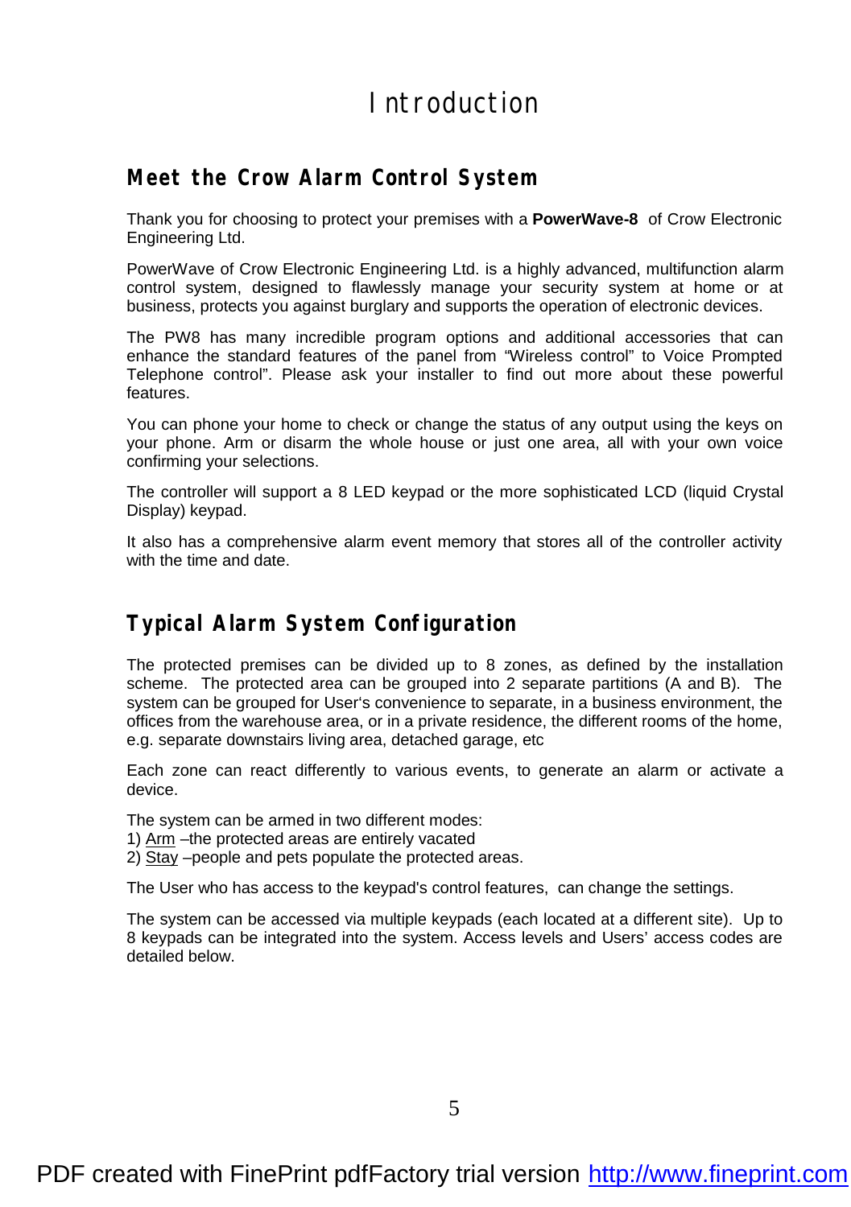# Introduction

## Meet the Crow Alarm Control System

Thank you for choosing to protect your premises with a **PowerWave-8** of Crow Electronic Engineering Ltd.

PowerWave of Crow Electronic Engineering Ltd. is a highly advanced, multifunction alarm control system, designed to flawlessly manage your security system at home or at business, protects you against burglary and supports the operation of electronic devices.

The PW8 has many incredible program options and additional accessories that can enhance the standard features of the panel from "Wireless control" to Voice Prompted Telephone control". Please ask your installer to find out more about these powerful features.

You can phone your home to check or change the status of any output using the keys on your phone. Arm or disarm the whole house or just one area, all with your own voice confirming your selections.

The controller will support a 8 LED keypad or the more sophisticated LCD (liquid Crystal Display) keypad.

It also has a comprehensive alarm event memory that stores all of the controller activity with the time and date.

## Typical Alarm System Configuration

The protected premises can be divided up to 8 zones, as defined by the installation scheme. The protected area can be grouped into 2 separate partitions (A and B). The system can be grouped for User's convenience to separate, in a business environment, the offices from the warehouse area, or in a private residence, the different rooms of the home, e.g. separate downstairs living area, detached garage, etc

Each zone can react differently to various events, to generate an alarm or activate a device.

The system can be armed in two different modes:
1) Arm –the protected areas are entirely vacated
2) Stay –people and pets populate the protected areas.

The User who has access to the keypad's control features, can change the settings.

The system can be accessed via multiple keypads (each located at a different site). Up to 8 keypads can be integrated into the system. Access levels and Users' access codes are detailed below.

PDF created with FinePrint pdfFactory trial version http://www.fineprint.com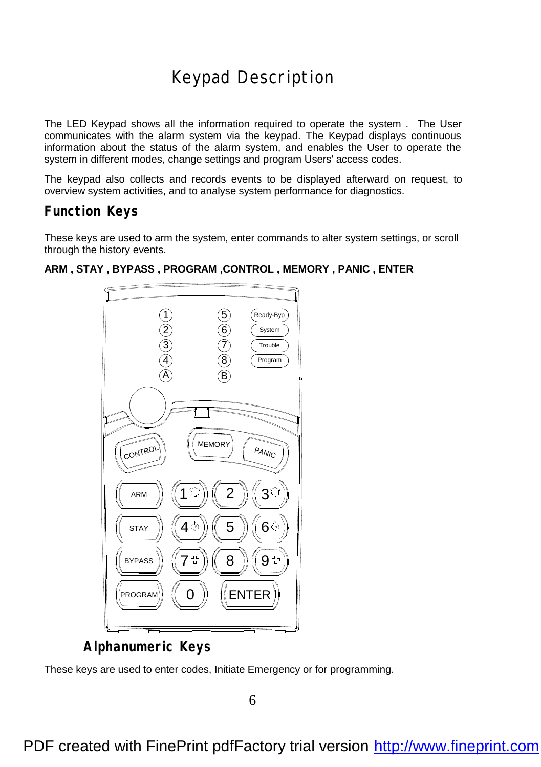# Keypad Description

The LED Keypad shows all the information required to operate the system . The User communicates with the alarm system via the keypad. The Keypad displays continuous information about the status of the alarm system, and enables the User to operate the system in different modes, change settings and program Users' access codes.

The keypad also collects and records events to be displayed afterward on request, to overview system activities, and to analyse system performance for diagnostics.

## Function Keys

These keys are used to arm the system, enter commands to alter system settings, or scroll through the history events.

**ARM , STAY , BYPASS , PROGRAM ,CONTROL , MEMORY , PANIC , ENTER**

## Alphanumeric Keys

These keys are used to enter codes, Initiate Emergency or for programming.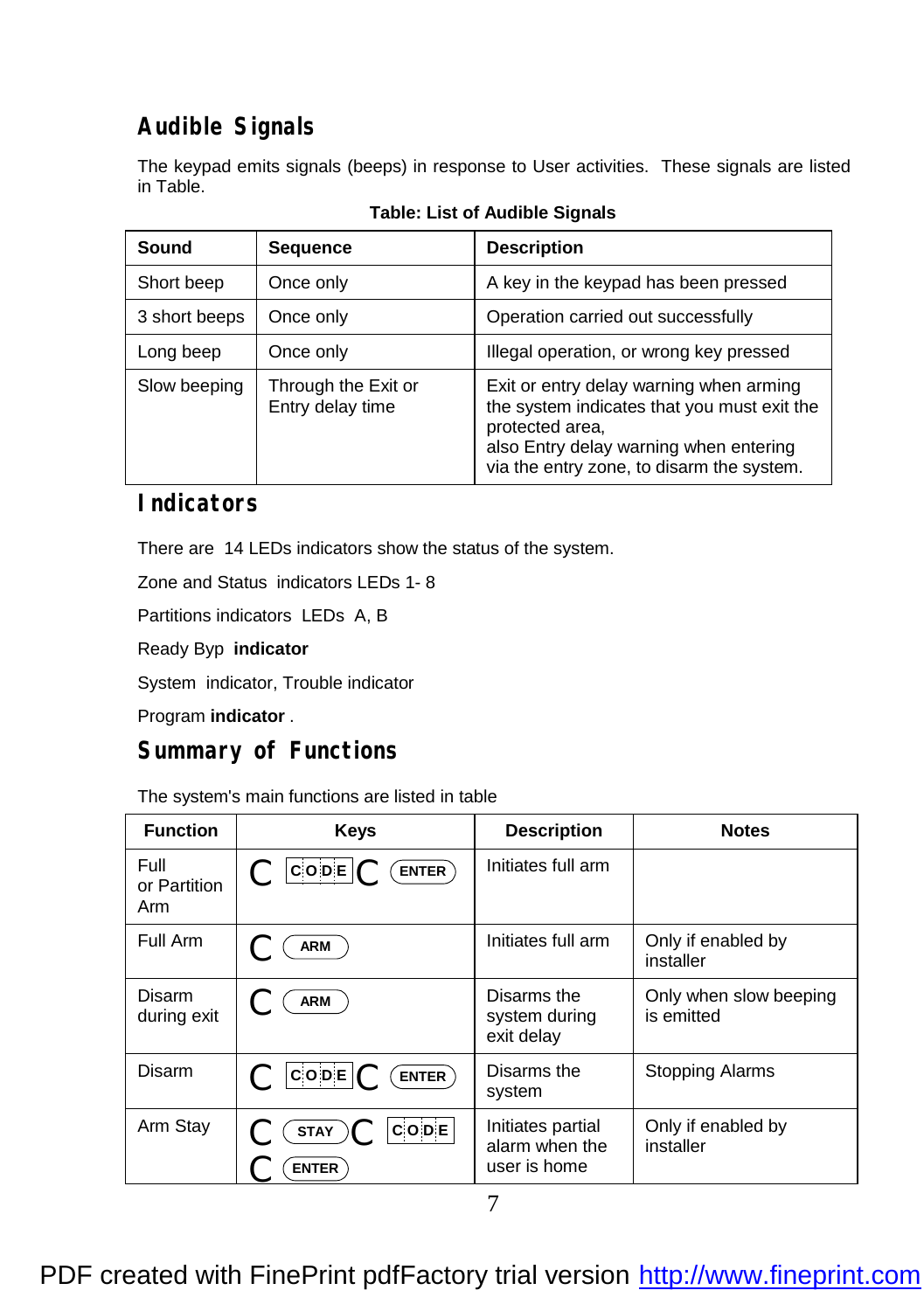## Audible Signals

The keypad emits signals (beeps) in response to User activities. These signals are listed in Table.

**Table: List of Audible Signals**

| Sound | Sequence | Description |
|---|---|---|
| Short beep | Once only | A key in the keypad has been pressed |
| 3 short beeps | Once only | Operation carried out successfully |
| Long beep | Once only | Illegal operation, or wrong key pressed |
| Slow beeping | Through the Exit or Entry delay time | Exit or entry delay warning when arming the system indicates that you must exit the protected area, also Entry delay warning when entering via the entry zone, to disarm the system. |

## Indicators

There are 14 LEDs indicators show the status of the system.

Zone and Status indicators LEDs 1- 8

Partitions indicators LEDs A, B

Ready Byp **indicator**

System indicator, Trouble indicator

Program **indicator** .

## Summary of Functions

The system's main functions are listed in table

| Function | Keys | Description | Notes |
|---|---|---|---|
| Full or Partition Arm | C CODE C ENTER | Initiates full arm | |
| Full Arm | C ARM | Initiates full arm | Only if enabled by installer |
| Disarm during exit | C ARM | Disarms the system during exit delay | Only when slow beeping is emitted |
| Disarm | C CODE C ENTER | Disarms the system | Stopping Alarms |
| Arm Stay | C STAY C CODE C ENTER | Initiates partial alarm when the user is home | Only if enabled by installer |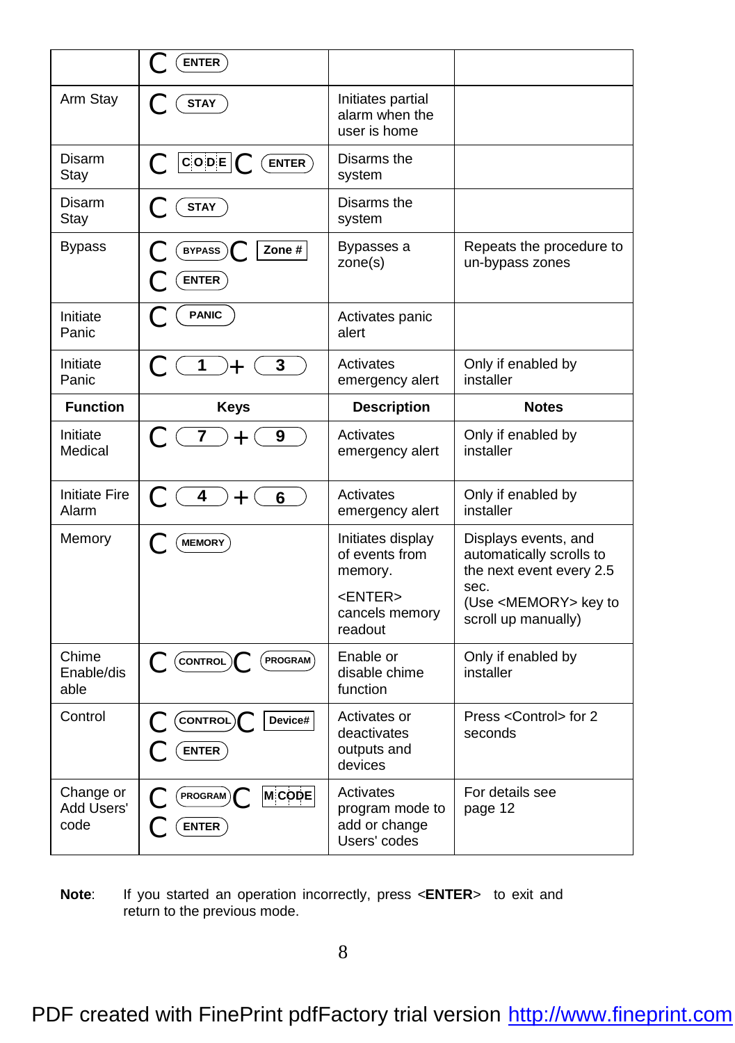| | C ENTER | | |
|---|---|---|---|
| Arm Stay | C STAY | Initiates partial alarm when the user is home | |
| Disarm Stay | C CODE C ENTER | Disarms the system | |
| Disarm Stay | C STAY | Disarms the system | |
| Bypass | C BYPASS C Zone # C ENTER | Bypasses a zone(s) | Repeats the procedure to un-bypass zones |
| Initiate Panic | C PANIC | Activates panic alert | |
| Initiate Panic | C 1 + 3 | Activates emergency alert | Only if enabled by installer |
| **Function** | **Keys** | **Description** | **Notes** |
| Initiate Medical | C 7 + 9 | Activates emergency alert | Only if enabled by installer |
| Initiate Fire Alarm | C 4 + 6 | Activates emergency alert | Only if enabled by installer |
| Memory | C MEMORY | Initiates display of events from memory. <ENTER> cancels memory readout | Displays events, and automatically scrolls to the next event every 2.5 sec. (Use <MEMORY> key to scroll up manually) |
| Chime Enable/disable | C CONTROL C PROGRAM | Enable or disable chime function | Only if enabled by installer |
| Control | C CONTROL C Device# C ENTER | Activates or deactivates outputs and devices | Press <Control> for 2 seconds |
| Change or Add Users' code | C PROGRAM C M CODE C ENTER | Activates program mode to add or change Users' codes | For details see page 12 |

**Note**: If you started an operation incorrectly, press <**ENTER**> to exit and return to the previous mode.

PDF created with FinePrint pdfFactory trial version http://www.fineprint.com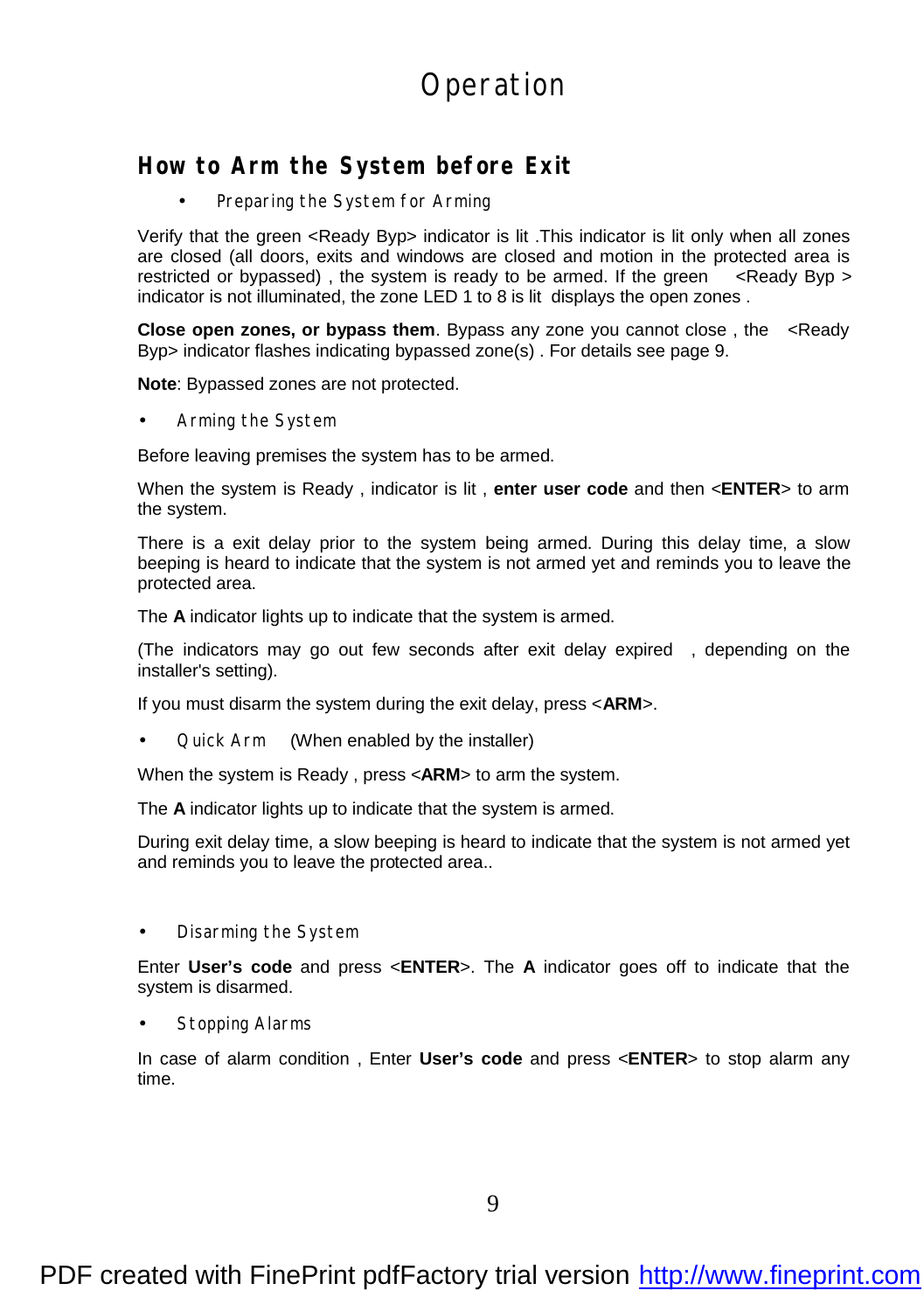# Operation

## How to Arm the System before Exit

- Preparing the System for Arming

Verify that the green <Ready Byp> indicator is lit .This indicator is lit only when all zones are closed (all doors, exits and windows are closed and motion in the protected area is restricted or bypassed) , the system is ready to be armed. If the green <Ready Byp > indicator is not illuminated, the zone LED 1 to 8 is lit displays the open zones .

**Close open zones, or bypass them**. Bypass any zone you cannot close , the <Ready Byp> indicator flashes indicating bypassed zone(s) . For details see page 9.

**Note**: Bypassed zones are not protected.

- Arming the System

Before leaving premises the system has to be armed.

When the system is Ready , indicator is lit , **enter user code** and then <**ENTER**> to arm the system.

There is a exit delay prior to the system being armed. During this delay time, a slow beeping is heard to indicate that the system is not armed yet and reminds you to leave the protected area.

The **A** indicator lights up to indicate that the system is armed.

(The indicators may go out few seconds after exit delay expired , depending on the installer's setting).

If you must disarm the system during the exit delay, press <**ARM**>.

- Quick Arm (When enabled by the installer)

When the system is Ready , press <**ARM**> to arm the system.

The **A** indicator lights up to indicate that the system is armed.

During exit delay time, a slow beeping is heard to indicate that the system is not armed yet and reminds you to leave the protected area..

- Disarming the System

Enter **User's code** and press <**ENTER**>. The **A** indicator goes off to indicate that the system is disarmed.

- Stopping Alarms

In case of alarm condition , Enter **User's code** and press <**ENTER**> to stop alarm any time.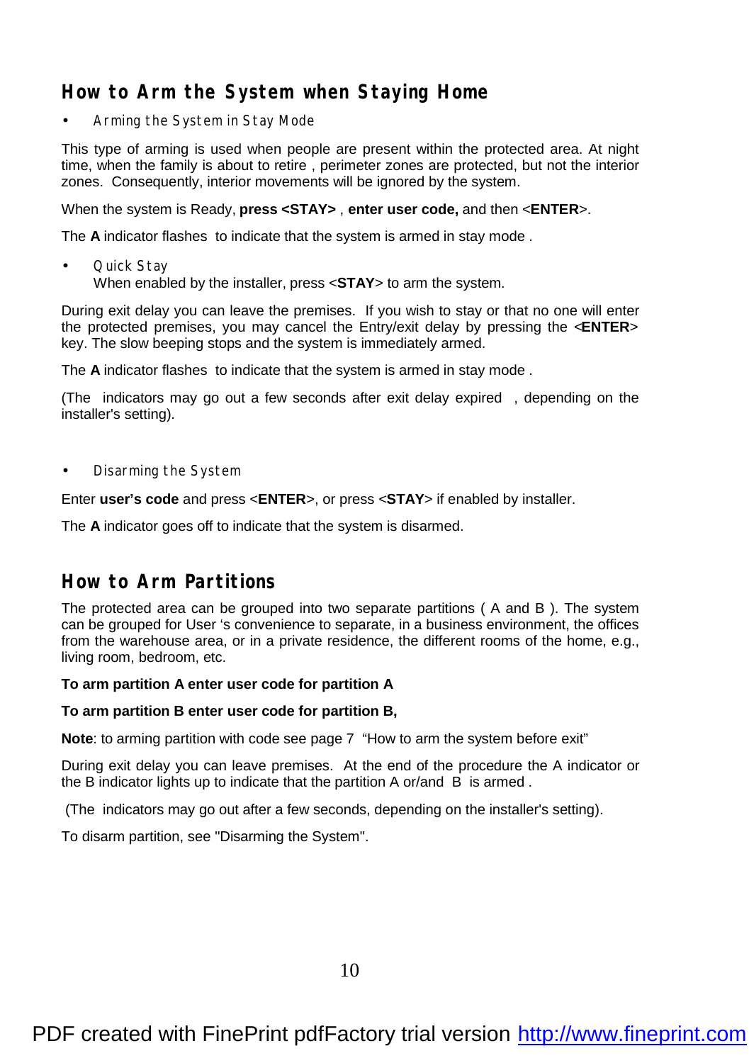## How to Arm the System when Staying Home

- Arming the System in Stay Mode

This type of arming is used when people are present within the protected area. At night time, when the family is about to retire , perimeter zones are protected, but not the interior zones. Consequently, interior movements will be ignored by the system.

When the system is Ready, **press <STAY>** , **enter user code,** and then <**ENTER**>.

The **A** indicator flashes to indicate that the system is armed in stay mode .

- Quick Stay
  When enabled by the installer, press <**STAY**> to arm the system.

During exit delay you can leave the premises. If you wish to stay or that no one will enter the protected premises, you may cancel the Entry/exit delay by pressing the <**ENTER**> key. The slow beeping stops and the system is immediately armed.

The **A** indicator flashes to indicate that the system is armed in stay mode .

(The indicators may go out a few seconds after exit delay expired , depending on the installer's setting).

- Disarming the System

Enter **user's code** and press <**ENTER**>, or press <**STAY**> if enabled by installer.

The **A** indicator goes off to indicate that the system is disarmed.

## How to Arm Partitions

The protected area can be grouped into two separate partitions ( A and B ). The system can be grouped for User 's convenience to separate, in a business environment, the offices from the warehouse area, or in a private residence, the different rooms of the home, e.g., living room, bedroom, etc.

**To arm partition A enter user code for partition A**

**To arm partition B enter user code for partition B,**

**Note**: to arming partition with code see page 7 "How to arm the system before exit"

During exit delay you can leave premises. At the end of the procedure the A indicator or the B indicator lights up to indicate that the partition A or/and B is armed .

(The indicators may go out after a few seconds, depending on the installer's setting).

To disarm partition, see "Disarming the System".

PDF created with FinePrint pdfFactory trial version http://www.fineprint.com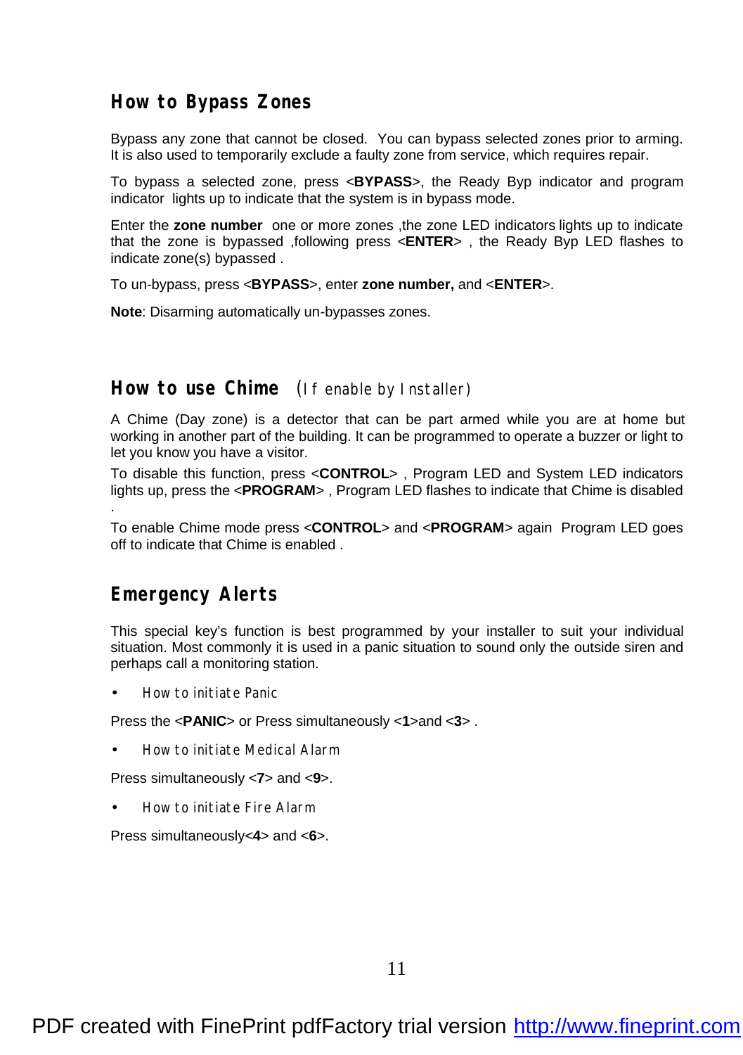## How to Bypass Zones

Bypass any zone that cannot be closed. You can bypass selected zones prior to arming. It is also used to temporarily exclude a faulty zone from service, which requires repair.

To bypass a selected zone, press <**BYPASS**>, the Ready Byp indicator and program indicator lights up to indicate that the system is in bypass mode.

Enter the **zone number** one or more zones ,the zone LED indicators lights up to indicate that the zone is bypassed ,following press <**ENTER**> , the Ready Byp LED flashes to indicate zone(s) bypassed .

To un-bypass, press <**BYPASS**>, enter **zone number,** and <**ENTER**>.

**Note**: Disarming automatically un-bypasses zones.

## How to use Chime (If enable by Installer)

A Chime (Day zone) is a detector that can be part armed while you are at home but working in another part of the building. It can be programmed to operate a buzzer or light to let you know you have a visitor.

To disable this function, press <**CONTROL**> , Program LED and System LED indicators lights up, press the <**PROGRAM**> , Program LED flashes to indicate that Chime is disabled .

To enable Chime mode press <**CONTROL**> and <**PROGRAM**> again Program LED goes off to indicate that Chime is enabled .

## Emergency Alerts

This special key's function is best programmed by your installer to suit your individual situation. Most commonly it is used in a panic situation to sound only the outside siren and perhaps call a monitoring station.

- How to initiate Panic

Press the <**PANIC**> or Press simultaneously <**1**>and <**3**> .

- How to initiate Medical Alarm

Press simultaneously <**7**> and <**9**>.

- How to initiate Fire Alarm

Press simultaneously<**4**> and <**6**>.

PDF created with FinePrint pdfFactory trial version http://www.fineprint.com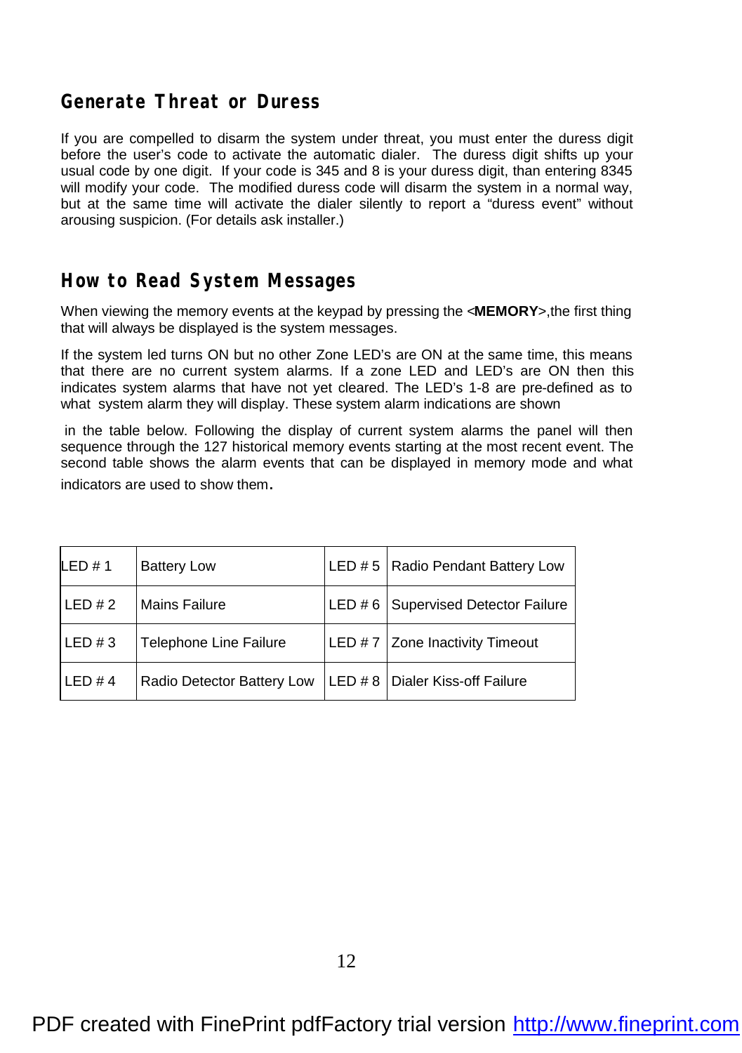## Generate Threat or Duress

If you are compelled to disarm the system under threat, you must enter the duress digit before the user's code to activate the automatic dialer. The duress digit shifts up your usual code by one digit. If your code is 345 and 8 is your duress digit, than entering 8345 will modify your code. The modified duress code will disarm the system in a normal way, but at the same time will activate the dialer silently to report a "duress event" without arousing suspicion. (For details ask installer.)

## How to Read System Messages

When viewing the memory events at the keypad by pressing the <**MEMORY**>,the first thing that will always be displayed is the system messages.

If the system led turns ON but no other Zone LED's are ON at the same time, this means that there are no current system alarms. If a zone LED and LED's are ON then this indicates system alarms that have not yet cleared. The LED's 1-8 are pre-defined as to what system alarm they will display. These system alarm indications are shown

in the table below. Following the display of current system alarms the panel will then sequence through the 127 historical memory events starting at the most recent event. The second table shows the alarm events that can be displayed in memory mode and what indicators are used to show them.

| | | | |
|---|---|---|---|
| LED # 1 | Battery Low | LED # 5 | Radio Pendant Battery Low |
| LED # 2 | Mains Failure | LED # 6 | Supervised Detector Failure |
| LED # 3 | Telephone Line Failure | LED # 7 | Zone Inactivity Timeout |
| LED # 4 | Radio Detector Battery Low | LED # 8 | Dialer Kiss-off Failure |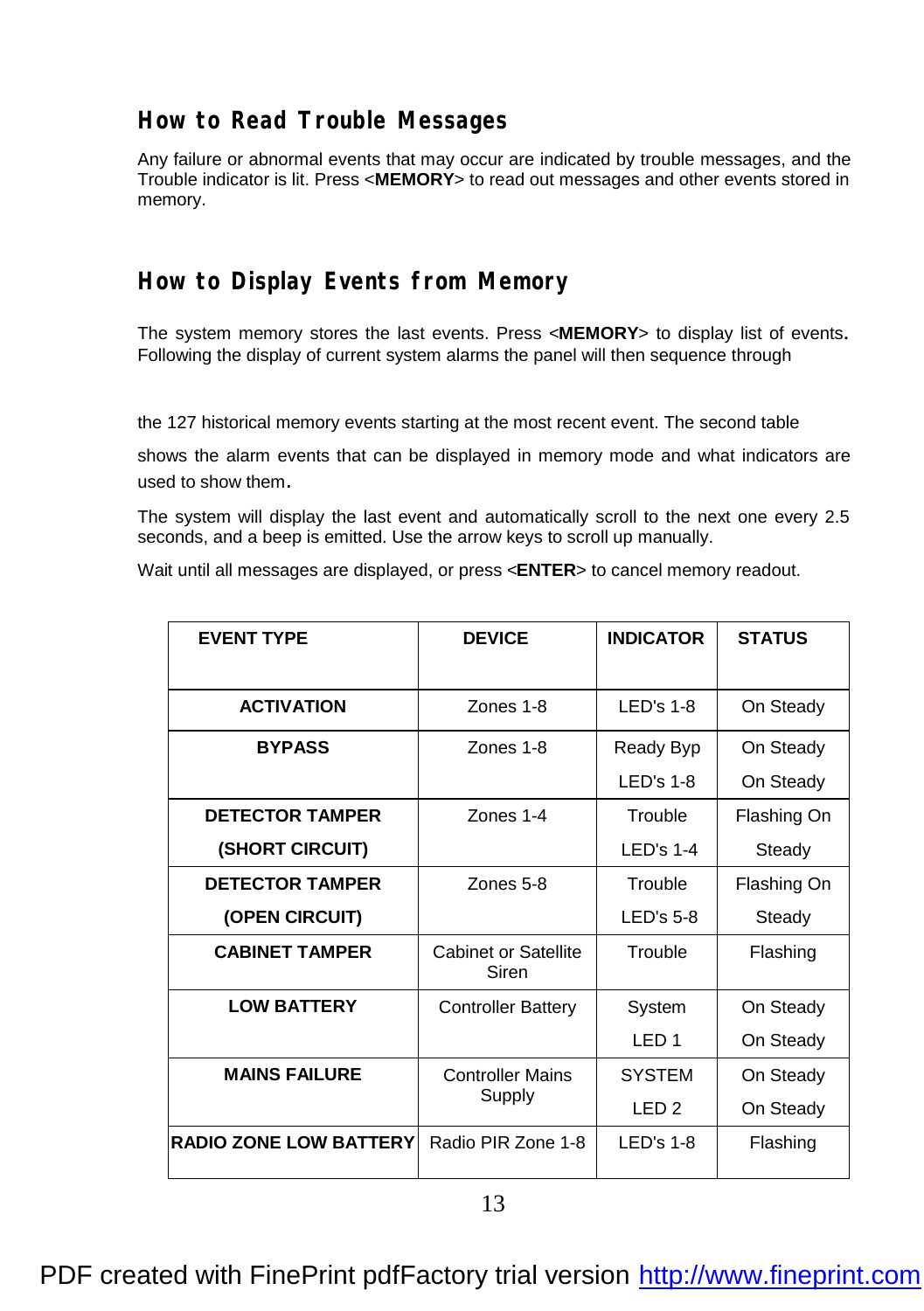## How to Read Trouble Messages

Any failure or abnormal events that may occur are indicated by trouble messages, and the Trouble indicator is lit. Press <**MEMORY**> to read out messages and other events stored in memory.

## How to Display Events from Memory

The system memory stores the last events. Press <**MEMORY**> to display list of events**.** Following the display of current system alarms the panel will then sequence through

the 127 historical memory events starting at the most recent event. The second table

shows the alarm events that can be displayed in memory mode and what indicators are used to show them**.**

The system will display the last event and automatically scroll to the next one every 2.5 seconds, and a beep is emitted. Use the arrow keys to scroll up manually.

Wait until all messages are displayed, or press <**ENTER**> to cancel memory readout.

| EVENT TYPE | DEVICE | INDICATOR | STATUS |
|---|---|---|---|
| **ACTIVATION** | Zones 1-8 | LED's 1-8 | On Steady |
| **BYPASS** | Zones 1-8 | Ready Byp<br>LED's 1-8 | On Steady<br>On Steady |
| **DETECTOR TAMPER (SHORT CIRCUIT)** | Zones 1-4 | Trouble<br>LED's 1-4 | Flashing On<br>Steady |
| **DETECTOR TAMPER (OPEN CIRCUIT)** | Zones 5-8 | Trouble<br>LED's 5-8 | Flashing On<br>Steady |
| **CABINET TAMPER** | Cabinet or Satellite Siren | Trouble | Flashing |
| **LOW BATTERY** | Controller Battery | System<br>LED 1 | On Steady<br>On Steady |
| **MAINS FAILURE** | Controller Mains Supply | SYSTEM<br>LED 2 | On Steady<br>On Steady |
| **RADIO ZONE LOW BATTERY** | Radio PIR Zone 1-8 | LED's 1-8 | Flashing |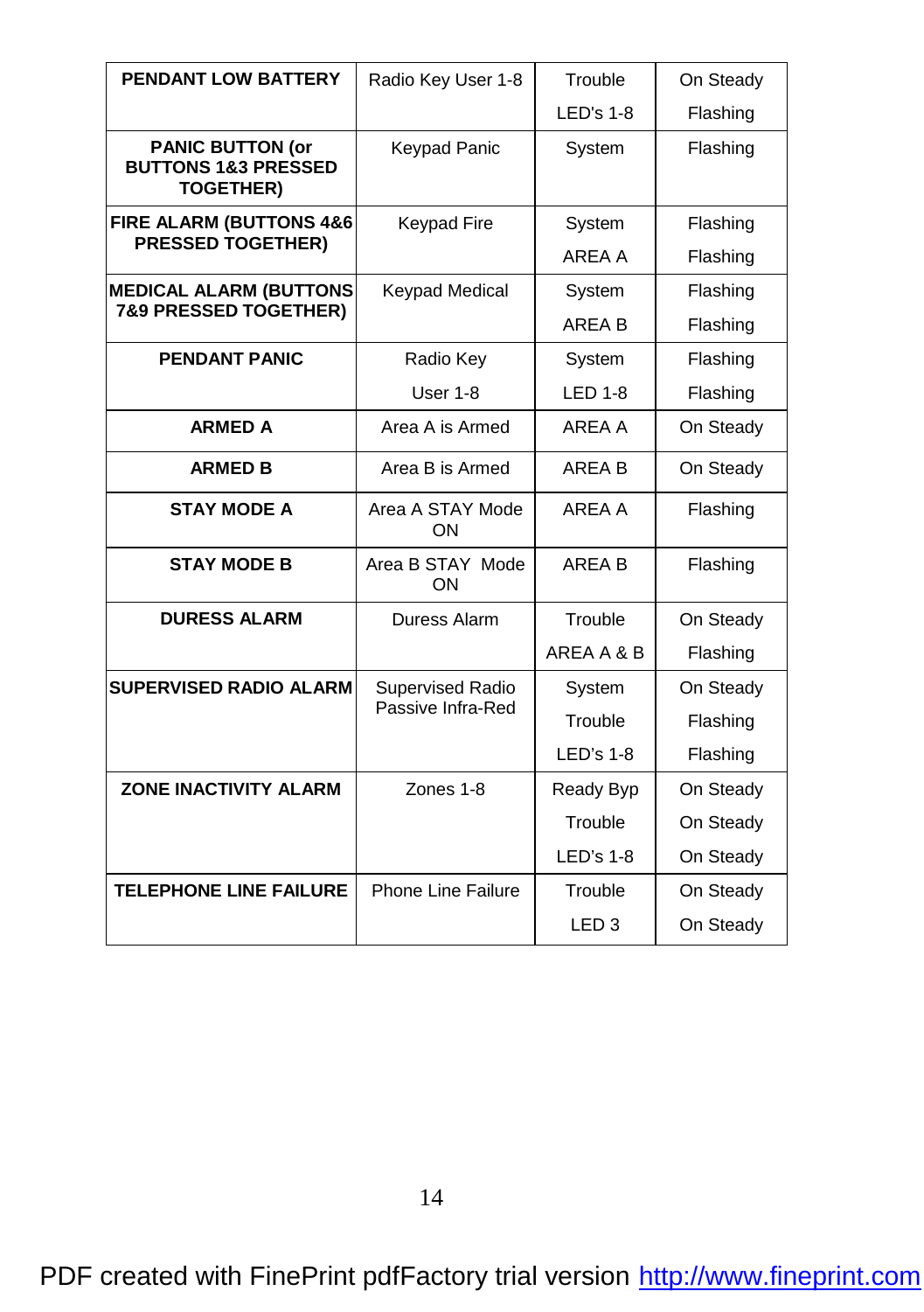| **PENDANT LOW BATTERY** | Radio Key User 1-8 | Trouble<br>LED's 1-8 | On Steady<br>Flashing |
|---|---|---|---|
| **PANIC BUTTON (or BUTTONS 1&3 PRESSED TOGETHER)** | Keypad Panic | System | Flashing |
| **FIRE ALARM (BUTTONS 4&6 PRESSED TOGETHER)** | Keypad Fire | System<br>AREA A | Flashing<br>Flashing |
| **MEDICAL ALARM (BUTTONS 7&9 PRESSED TOGETHER)** | Keypad Medical | System<br>AREA B | Flashing<br>Flashing |
| **PENDANT PANIC** | Radio Key<br>User 1-8 | System<br>LED 1-8 | Flashing<br>Flashing |
| **ARMED A** | Area A is Armed | AREA A | On Steady |
| **ARMED B** | Area B is Armed | AREA B | On Steady |
| **STAY MODE A** | Area A STAY Mode ON | AREA A | Flashing |
| **STAY MODE B** | Area B STAY Mode ON | AREA B | Flashing |
| **DURESS ALARM** | Duress Alarm | Trouble<br>AREA A & B | On Steady<br>Flashing |
| **SUPERVISED RADIO ALARM** | Supervised Radio Passive Infra-Red | System<br>Trouble<br>LED's 1-8 | On Steady<br>Flashing<br>Flashing |
| **ZONE INACTIVITY ALARM** | Zones 1-8 | Ready Byp<br>Trouble<br>LED's 1-8 | On Steady<br>On Steady<br>On Steady |
| **TELEPHONE LINE FAILURE** | Phone Line Failure | Trouble<br>LED 3 | On Steady<br>On Steady |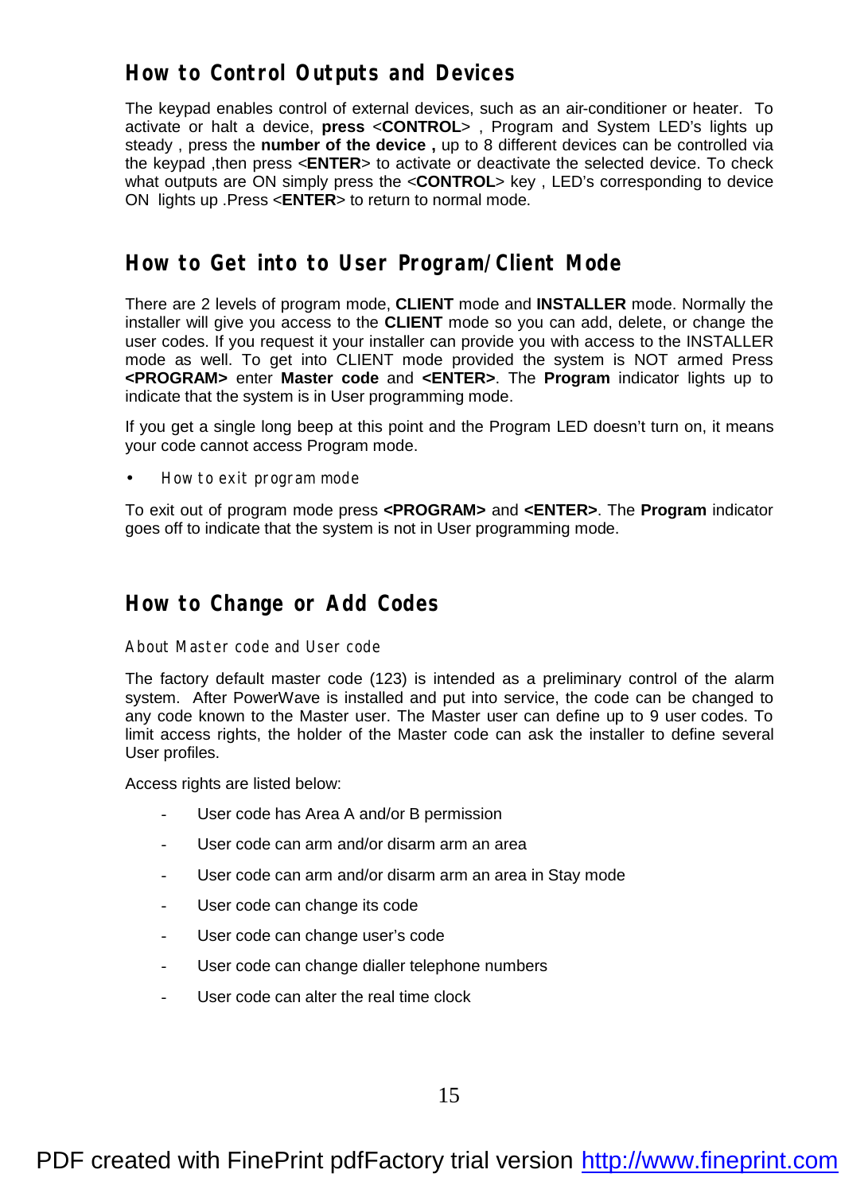## How to Control Outputs and Devices

The keypad enables control of external devices, such as an air-conditioner or heater. To activate or halt a device, **press** <**CONTROL**> , Program and System LED's lights up steady , press the **number of the device ,** up to 8 different devices can be controlled via the keypad ,then press <**ENTER**> to activate or deactivate the selected device. To check what outputs are ON simply press the <**CONTROL**> key , LED's corresponding to device ON lights up .Press <**ENTER**> to return to normal mode.

## How to Get into to User Program/Client Mode

There are 2 levels of program mode, **CLIENT** mode and **INSTALLER** mode. Normally the installer will give you access to the **CLIENT** mode so you can add, delete, or change the user codes. If you request it your installer can provide you with access to the INSTALLER mode as well. To get into CLIENT mode provided the system is NOT armed Press **<PROGRAM>** enter **Master code** and **<ENTER>**. The **Program** indicator lights up to indicate that the system is in User programming mode.

If you get a single long beep at this point and the Program LED doesn't turn on, it means your code cannot access Program mode.

- How to exit program mode

To exit out of program mode press **<PROGRAM>** and **<ENTER>**. The **Program** indicator goes off to indicate that the system is not in User programming mode.

## How to Change or Add Codes

About Master code and User code

The factory default master code (123) is intended as a preliminary control of the alarm system. After PowerWave is installed and put into service, the code can be changed to any code known to the Master user. The Master user can define up to 9 user codes. To limit access rights, the holder of the Master code can ask the installer to define several User profiles.

Access rights are listed below:

- User code has Area A and/or B permission
- User code can arm and/or disarm arm an area
- User code can arm and/or disarm arm an area in Stay mode
- User code can change its code
- User code can change user's code
- User code can change dialler telephone numbers
- User code can alter the real time clock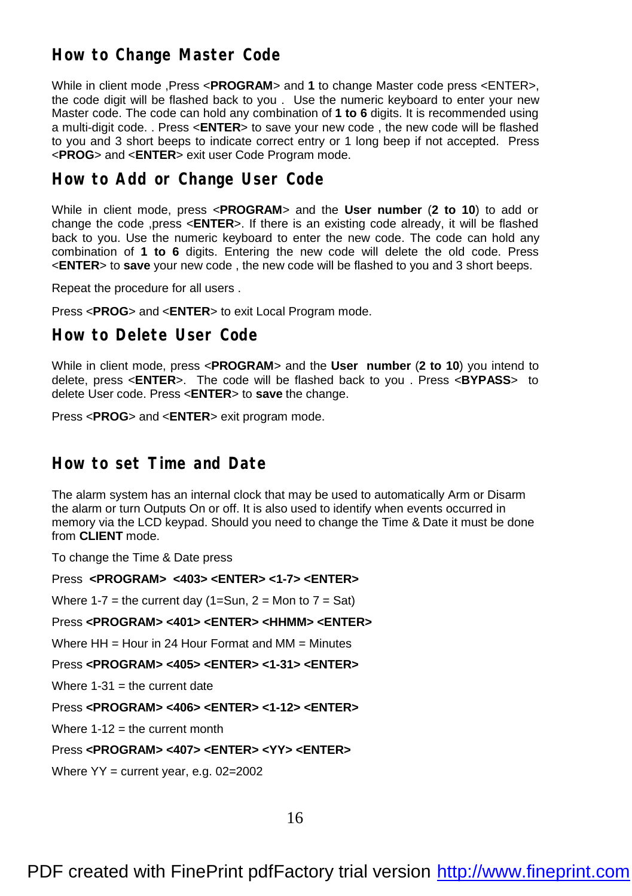## How to Change Master Code

While in client mode ,Press <**PROGRAM**> and **1** to change Master code press <ENTER>, the code digit will be flashed back to you . Use the numeric keyboard to enter your new Master code. The code can hold any combination of **1 to 6** digits. It is recommended using a multi-digit code. . Press <**ENTER**> to save your new code , the new code will be flashed to you and 3 short beeps to indicate correct entry or 1 long beep if not accepted. Press <**PROG**> and <**ENTER**> exit user Code Program mode.

## How to Add or Change User Code

While in client mode, press <**PROGRAM**> and the **User number** (**2 to 10**) to add or change the code ,press <**ENTER**>. If there is an existing code already, it will be flashed back to you. Use the numeric keyboard to enter the new code. The code can hold any combination of **1 to 6** digits. Entering the new code will delete the old code. Press <**ENTER**> to **save** your new code , the new code will be flashed to you and 3 short beeps.

Repeat the procedure for all users .

Press <**PROG**> and <**ENTER**> to exit Local Program mode.

## How to Delete User Code

While in client mode, press <**PROGRAM**> and the **User number** (**2 to 10**) you intend to delete, press <**ENTER**>. The code will be flashed back to you . Press <**BYPASS**> to delete User code. Press <**ENTER**> to **save** the change.

Press <**PROG**> and <**ENTER**> exit program mode.

## How to set Time and Date

The alarm system has an internal clock that may be used to automatically Arm or Disarm the alarm or turn Outputs On or off. It is also used to identify when events occurred in memory via the LCD keypad. Should you need to change the Time & Date it must be done from **CLIENT** mode.

To change the Time & Date press

Press **<PROGRAM> <403> <ENTER> <1-7> <ENTER>**

Where 1-7 = the current day (1=Sun, 2 = Mon to 7 = Sat)

Press **<PROGRAM> <401> <ENTER> <HHMM> <ENTER>**

Where HH = Hour in 24 Hour Format and MM = Minutes

Press **<PROGRAM> <405> <ENTER> <1-31> <ENTER>**

Where 1-31 = the current date

Press **<PROGRAM> <406> <ENTER> <1-12> <ENTER>**

Where 1-12 = the current month

Press **<PROGRAM> <407> <ENTER> <YY> <ENTER>**

Where YY = current year, e.g. 02=2002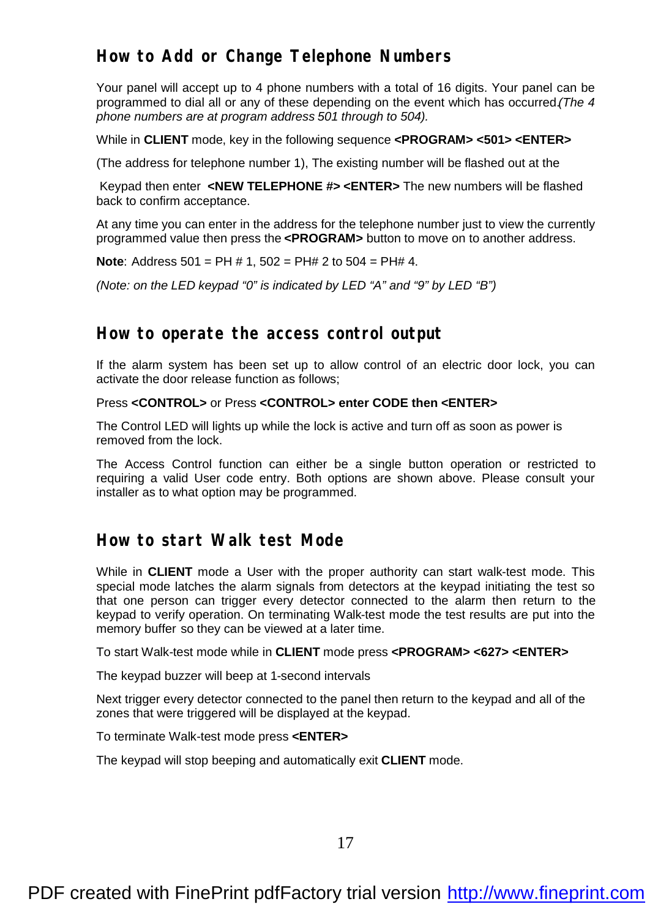## How to Add or Change Telephone Numbers

Your panel will accept up to 4 phone numbers with a total of 16 digits. Your panel can be programmed to dial all or any of these depending on the event which has occurred.*(The 4 phone numbers are at program address 501 through to 504).*

While in **CLIENT** mode, key in the following sequence **<PROGRAM> <501> <ENTER>**

(The address for telephone number 1), The existing number will be flashed out at the

Keypad then enter **<NEW TELEPHONE #> <ENTER>** The new numbers will be flashed back to confirm acceptance.

At any time you can enter in the address for the telephone number just to view the currently programmed value then press the **<PROGRAM>** button to move on to another address.

**Note**: Address 501 = PH # 1, 502 = PH# 2 to 504 = PH# 4.

*(Note: on the LED keypad "0" is indicated by LED "A" and "9" by LED "B")*

## How to operate the access control output

If the alarm system has been set up to allow control of an electric door lock, you can activate the door release function as follows;

Press **<CONTROL>** or Press **<CONTROL> enter CODE then <ENTER>**

The Control LED will lights up while the lock is active and turn off as soon as power is removed from the lock.

The Access Control function can either be a single button operation or restricted to requiring a valid User code entry. Both options are shown above. Please consult your installer as to what option may be programmed.

## How to start Walk test Mode

While in **CLIENT** mode a User with the proper authority can start walk-test mode. This special mode latches the alarm signals from detectors at the keypad initiating the test so that one person can trigger every detector connected to the alarm then return to the keypad to verify operation. On terminating Walk-test mode the test results are put into the memory buffer so they can be viewed at a later time.

To start Walk-test mode while in **CLIENT** mode press **<PROGRAM> <627> <ENTER>**

The keypad buzzer will beep at 1-second intervals

Next trigger every detector connected to the panel then return to the keypad and all of the zones that were triggered will be displayed at the keypad.

To terminate Walk-test mode press **<ENTER>**

The keypad will stop beeping and automatically exit **CLIENT** mode.

PDF created with FinePrint pdfFactory trial version http://www.fineprint.com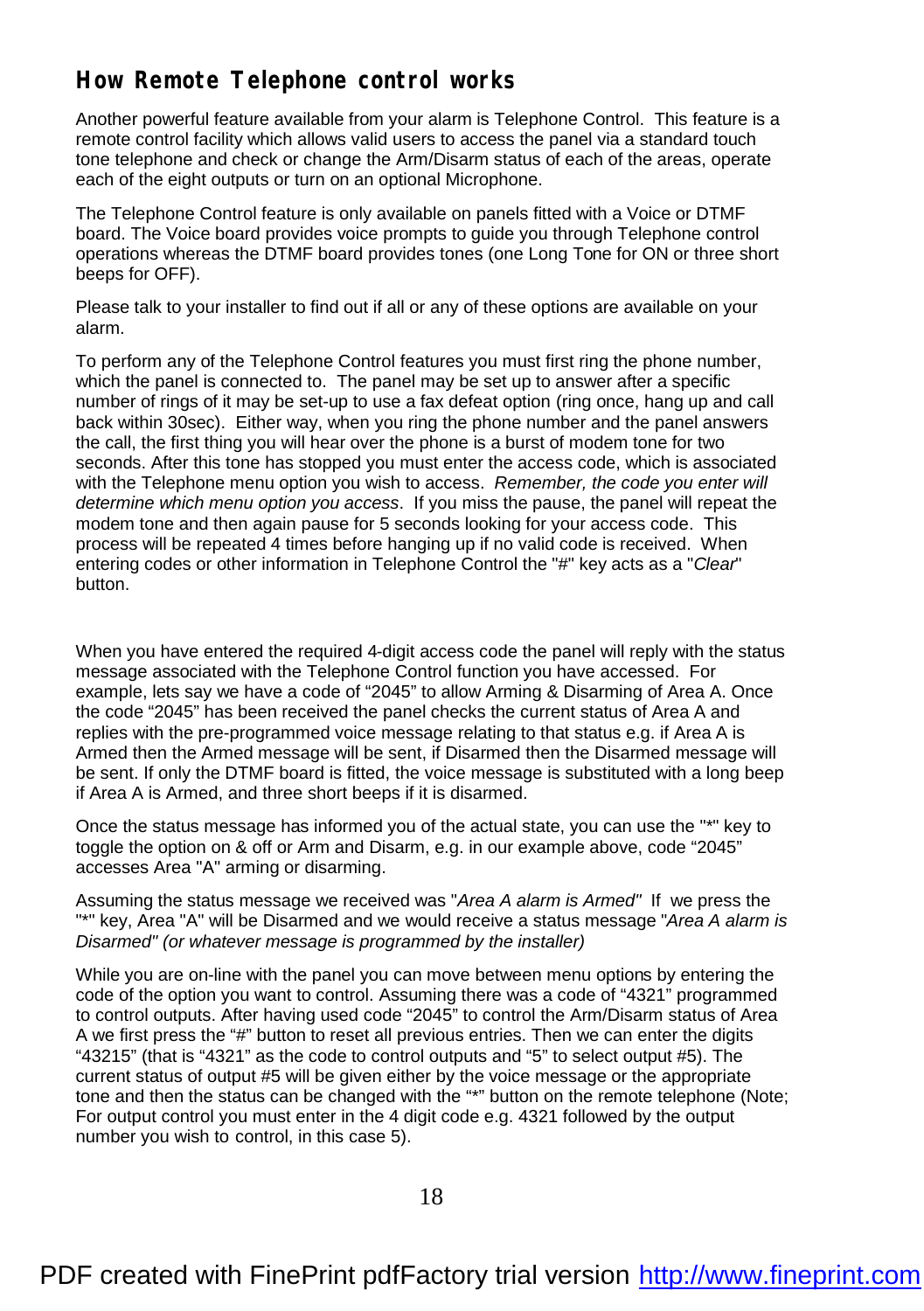## How Remote Telephone control works

Another powerful feature available from your alarm is Telephone Control. This feature is a remote control facility which allows valid users to access the panel via a standard touch tone telephone and check or change the Arm/Disarm status of each of the areas, operate each of the eight outputs or turn on an optional Microphone.

The Telephone Control feature is only available on panels fitted with a Voice or DTMF board. The Voice board provides voice prompts to guide you through Telephone control operations whereas the DTMF board provides tones (one Long Tone for ON or three short beeps for OFF).

Please talk to your installer to find out if all or any of these options are available on your alarm.

To perform any of the Telephone Control features you must first ring the phone number, which the panel is connected to. The panel may be set up to answer after a specific number of rings of it may be set-up to use a fax defeat option (ring once, hang up and call back within 30sec). Either way, when you ring the phone number and the panel answers the call, the first thing you will hear over the phone is a burst of modem tone for two seconds. After this tone has stopped you must enter the access code, which is associated with the Telephone menu option you wish to access. *Remember, the code you enter will determine which menu option you access*. If you miss the pause, the panel will repeat the modem tone and then again pause for 5 seconds looking for your access code. This process will be repeated 4 times before hanging up if no valid code is received. When entering codes or other information in Telephone Control the "#" key acts as a "*Clear*" button.

When you have entered the required 4-digit access code the panel will reply with the status message associated with the Telephone Control function you have accessed. For example, lets say we have a code of "2045" to allow Arming & Disarming of Area A. Once the code "2045" has been received the panel checks the current status of Area A and replies with the pre-programmed voice message relating to that status e.g. if Area A is Armed then the Armed message will be sent, if Disarmed then the Disarmed message will be sent. If only the DTMF board is fitted, the voice message is substituted with a long beep if Area A is Armed, and three short beeps if it is disarmed.

Once the status message has informed you of the actual state, you can use the "*" key to toggle the option on & off or Arm and Disarm, e.g. in our example above, code "2045" accesses Area "A" arming or disarming.

Assuming the status message we received was "*Area A alarm is Armed"* If we press the "*" key, Area "A" will be Disarmed and we would receive a status message "*Area A alarm is Disarmed" (or whatever message is programmed by the installer)*

While you are on-line with the panel you can move between menu options by entering the code of the option you want to control. Assuming there was a code of "4321" programmed to control outputs. After having used code "2045" to control the Arm/Disarm status of Area A we first press the "#" button to reset all previous entries. Then we can enter the digits "43215" (that is "4321" as the code to control outputs and "5" to select output #5). The current status of output #5 will be given either by the voice message or the appropriate tone and then the status can be changed with the "*" button on the remote telephone (Note; For output control you must enter in the 4 digit code e.g. 4321 followed by the output number you wish to control, in this case 5).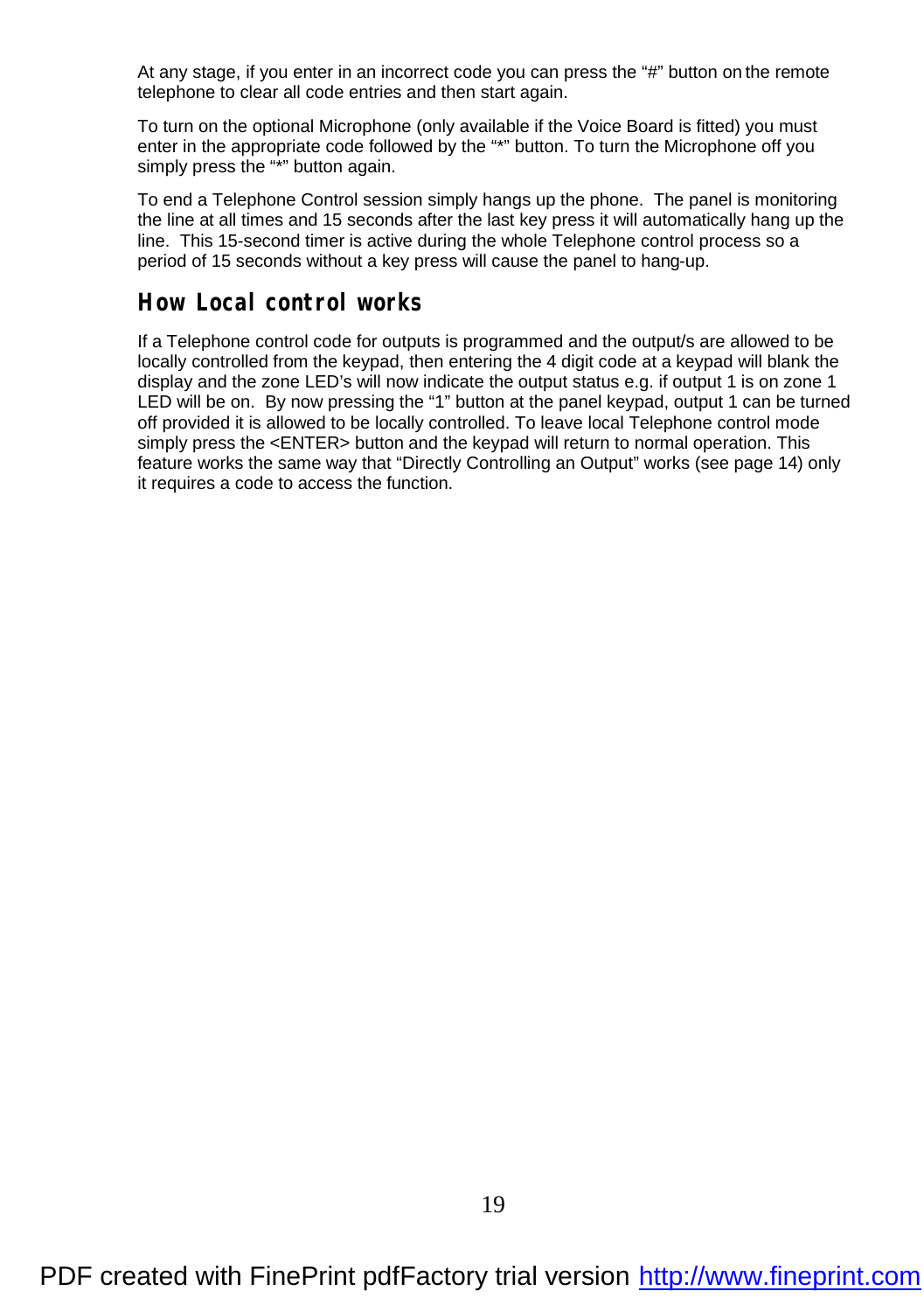At any stage, if you enter in an incorrect code you can press the "#" button on the remote telephone to clear all code entries and then start again.

To turn on the optional Microphone (only available if the Voice Board is fitted) you must enter in the appropriate code followed by the "*" button. To turn the Microphone off you simply press the "*" button again.

To end a Telephone Control session simply hangs up the phone. The panel is monitoring the line at all times and 15 seconds after the last key press it will automatically hang up the line. This 15-second timer is active during the whole Telephone control process so a period of 15 seconds without a key press will cause the panel to hang-up.

## How Local control works

If a Telephone control code for outputs is programmed and the output/s are allowed to be locally controlled from the keypad, then entering the 4 digit code at a keypad will blank the display and the zone LED's will now indicate the output status e.g. if output 1 is on zone 1 LED will be on. By now pressing the "1" button at the panel keypad, output 1 can be turned off provided it is allowed to be locally controlled. To leave local Telephone control mode simply press the <ENTER> button and the keypad will return to normal operation. This feature works the same way that "Directly Controlling an Output" works (see page 14) only it requires a code to access the function.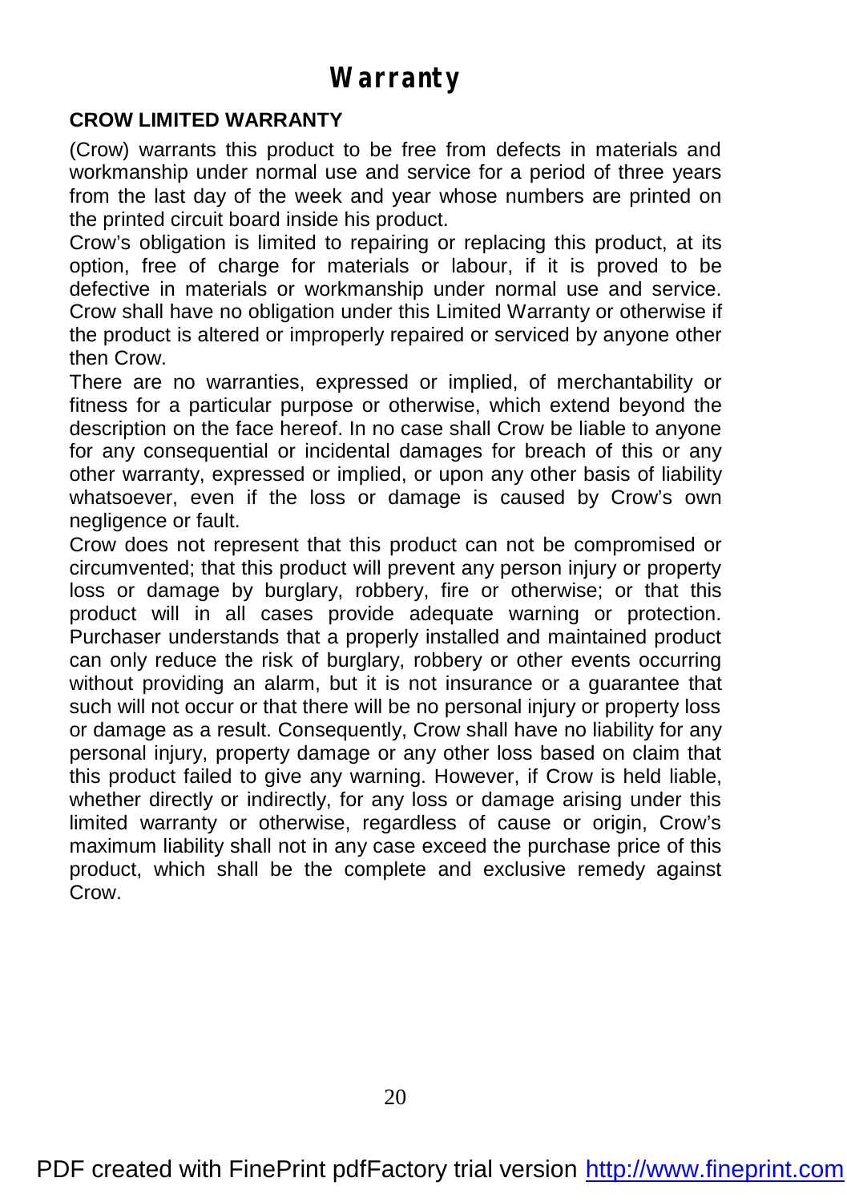# Warranty

**CROW LIMITED WARRANTY**

(Crow) warrants this product to be free from defects in materials and workmanship under normal use and service for a period of three years from the last day of the week and year whose numbers are printed on the printed circuit board inside his product.

Crow's obligation is limited to repairing or replacing this product, at its option, free of charge for materials or labour, if it is proved to be defective in materials or workmanship under normal use and service. Crow shall have no obligation under this Limited Warranty or otherwise if the product is altered or improperly repaired or serviced by anyone other then Crow.

There are no warranties, expressed or implied, of merchantability or fitness for a particular purpose or otherwise, which extend beyond the description on the face hereof. In no case shall Crow be liable to anyone for any consequential or incidental damages for breach of this or any other warranty, expressed or implied, or upon any other basis of liability whatsoever, even if the loss or damage is caused by Crow's own negligence or fault.

Crow does not represent that this product can not be compromised or circumvented; that this product will prevent any person injury or property loss or damage by burglary, robbery, fire or otherwise; or that this product will in all cases provide adequate warning or protection. Purchaser understands that a properly installed and maintained product can only reduce the risk of burglary, robbery or other events occurring without providing an alarm, but it is not insurance or a guarantee that such will not occur or that there will be no personal injury or property loss or damage as a result. Consequently, Crow shall have no liability for any personal injury, property damage or any other loss based on claim that this product failed to give any warning. However, if Crow is held liable, whether directly or indirectly, for any loss or damage arising under this limited warranty or otherwise, regardless of cause or origin, Crow's maximum liability shall not in any case exceed the purchase price of this product, which shall be the complete and exclusive remedy against Crow.

PDF created with FinePrint pdfFactory trial version http://www.fineprint.com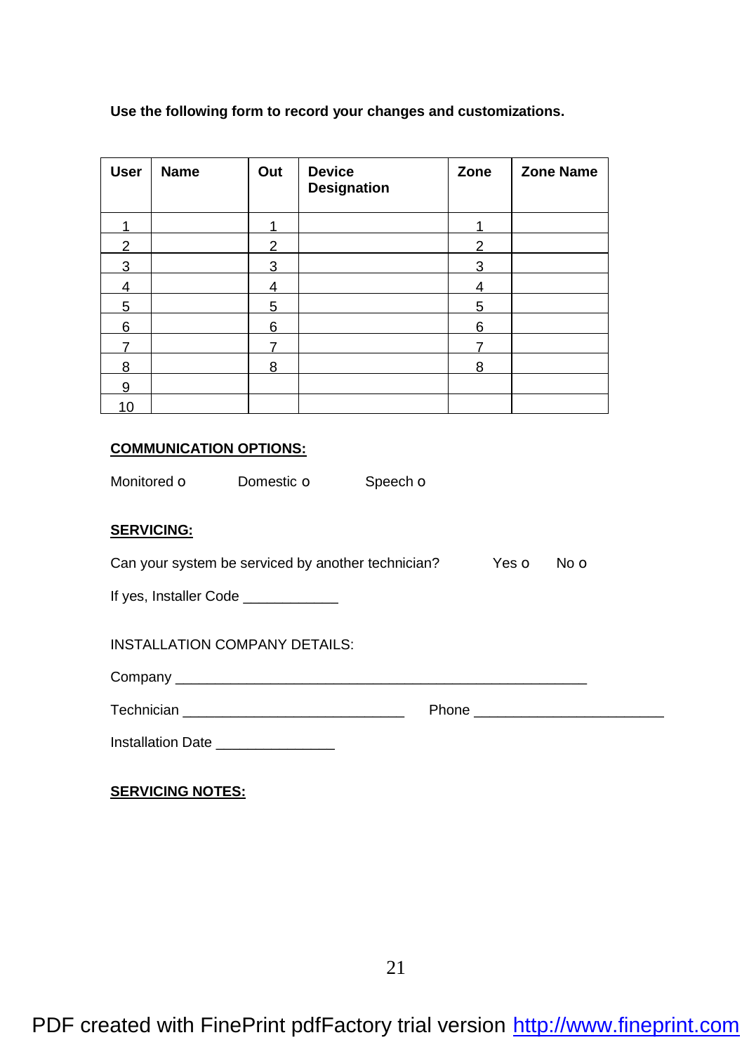**Use the following form to record your changes and customizations.**

| User | Name | Out | Device Designation | Zone | Zone Name |
|---|---|---|---|---|---|
| 1 | | 1 | | 1 | |
| 2 | | 2 | | 2 | |
| 3 | | 3 | | 3 | |
| 4 | | 4 | | 4 | |
| 5 | | 5 | | 5 | |
| 6 | | 6 | | 6 | |
| 7 | | 7 | | 7 | |
| 8 | | 8 | | 8 | |
| 9 | | | | | |
| 10 | | | | | |

**COMMUNICATION OPTIONS:**

Monitored o Domestic o Speech o

**SERVICING:**

Can your system be serviced by another technician? Yes o No o

If yes, Installer Code ____________

INSTALLATION COMPANY DETAILS:

Company _____________________________________________________

Technician ____________________________ Phone ________________________

Installation Date _______________

**SERVICING NOTES:**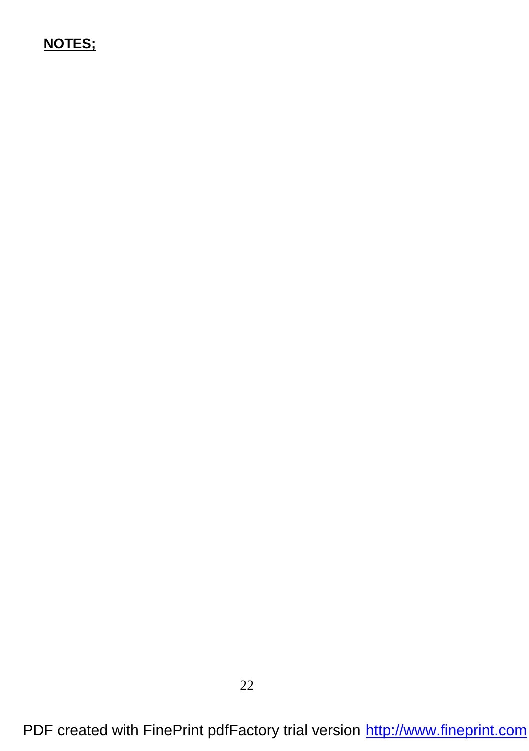**NOTES;**